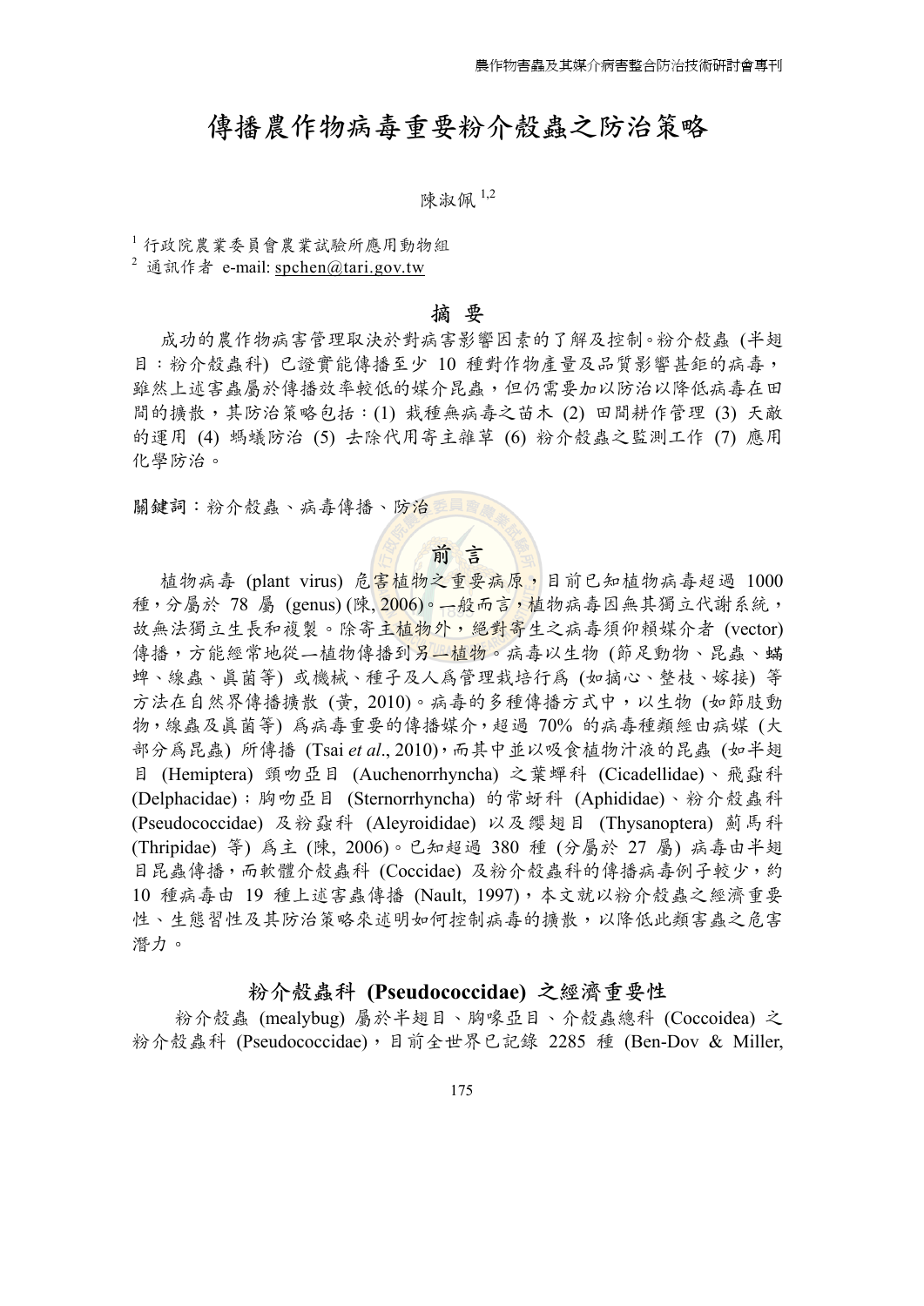# 傳播農作物病毒重要粉介殼蟲之防治策略

陳淑佩[1,2]

[1] 行政院農業委員會農業試驗所應用動物組
[2] 通訊作者 e-mail: spchen@tari.gov.tw

## 摘 要

成功的農作物病害管理取決於對病害影響因素的了解及控制。粉介殼蟲 (半翅目：粉介殼蟲科) 已證實能傳播至少 10 種對作物產量及品質影響甚鉅的病毒，雖然上述害蟲屬於傳播效率較低的媒介昆蟲，但仍需要加以防治以降低病毒在田間的擴散，其防治策略包括：(1) 栽種無病毒之苗木 (2) 田間耕作管理 (3) 天敵的運用 (4) 螞蟻防治 (5) 去除代用寄主雜草 (6) 粉介殼蟲之監測工作 (7) 應用化學防治。

**關鍵詞**：粉介殼蟲、病毒傳播、防治

## 前 言

植物病毒 (plant virus) 危害植物之重要病原，目前已知植物病毒超過 1000 種，分屬於 78 屬 (genus) (陳, 2006)。一般而言，植物病毒因無其獨立代謝系統，故無法獨立生長和複製。除寄主植物外，絕對寄生之病毒須仰賴媒介者 (vector) 傳播，方能經常地從一植物傳播到另一植物。病毒以生物 (節足動物、昆蟲、蟎蜱、線蟲、真菌等) 或機械、種子及人爲管理栽培行爲 (如摘心、整枝、嫁接) 等方法在自然界傳播擴散 (黃, 2010)。病毒的多種傳播方式中，以生物 (如節肢動物，線蟲及真菌等) 爲病毒重要的傳播媒介，超過 70% 的病毒種類經由病媒 (大部分爲昆蟲) 所傳播 (Tsai *et al*., 2010)，而其中並以吸食植物汁液的昆蟲 (如半翅目 (Hemiptera) 頸吻亞目 (Auchenorrhyncha) 之葉蟬科 (Cicadellidae)、飛蝨科 (Delphacidae)；胸吻亞目 (Sternorrhyncha) 的常蚜科 (Aphididae)、粉介殼蟲科 (Pseudococcidae) 及粉蝨科 (Aleyroididae) 以及纓翅目 (Thysanoptera) 薊馬科 (Thripidae) 等) 爲主 (陳, 2006)。已知超過 380 種 (分屬於 27 屬) 病毒由半翅目昆蟲傳播，而軟體介殼蟲科 (Coccidae) 及粉介殼蟲科的傳播病毒例子較少，約 10 種病毒由 19 種上述害蟲傳播 (Nault, 1997)，本文就以粉介殼蟲之經濟重要性、生態習性及其防治策略來述明如何控制病毒的擴散，以降低此類害蟲之危害潛力。

## 粉介殼蟲科 (Pseudococcidae) 之經濟重要性

粉介殼蟲 (mealybug) 屬於半翅目、胸喙亞目、介殼蟲總科 (Coccoidea) 之粉介殼蟲科 (Pseudococcidae)，目前全世界已記錄 2285 種 (Ben-Dov & Miller,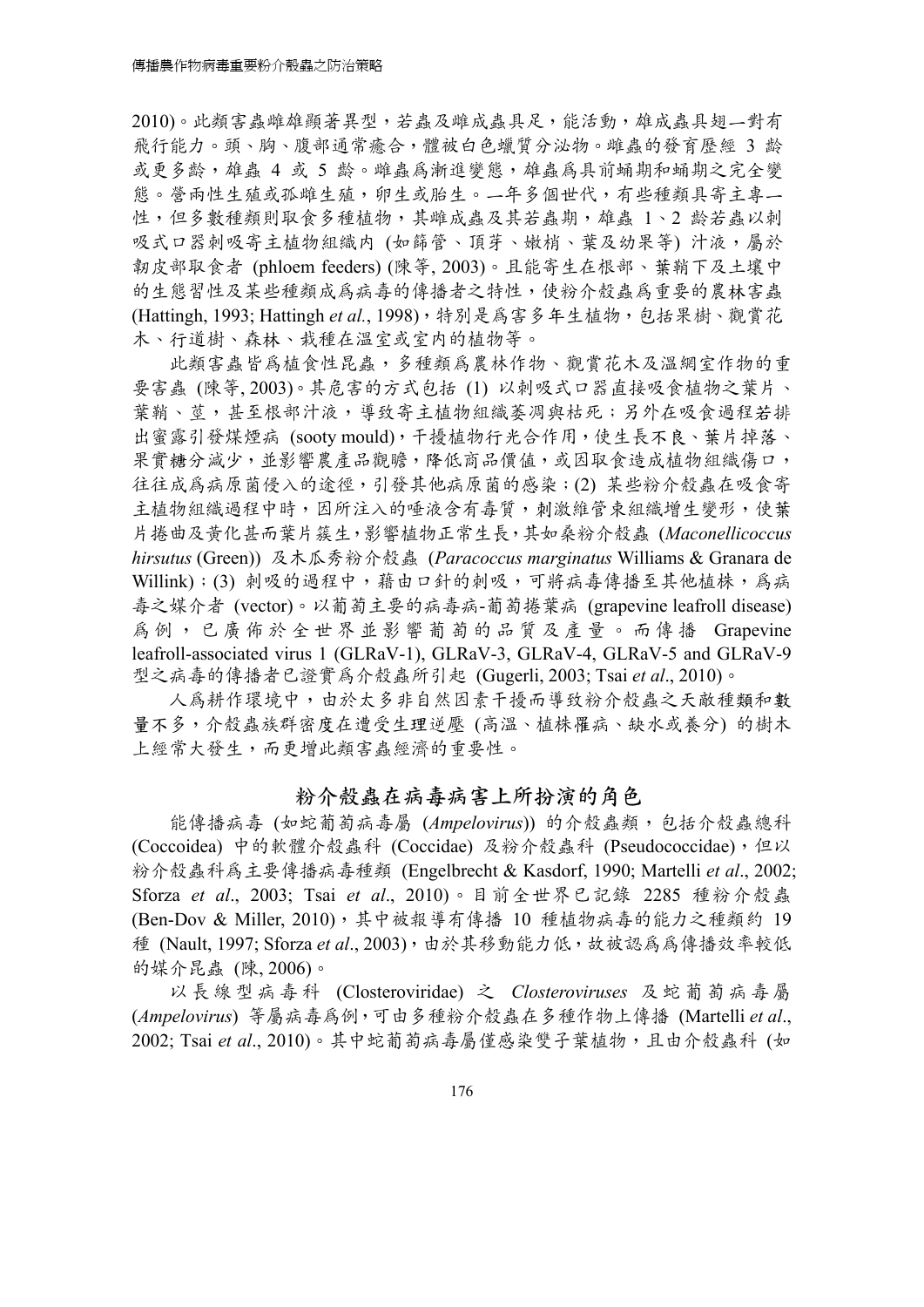2010)。此類害蟲雌雄顯著異型，若蟲及雌成蟲具足，能活動，雄成蟲具翅一對有飛行能力。頭、胸、腹部通常癒合，體被白色蠟質分泌物。雌蟲的發育歷經 3 齡或更多齡，雄蟲 4 或 5 齡。雌蟲為漸進變態，雄蟲為具前蛹期和蛹期之完全變態。營兩性生殖或孤雌生殖，卵生或胎生。一年多個世代，有些種類具寄主專一性，但多數種類則取食多種植物，其雌成蟲及其若蟲期，雄蟲 1、2 齡若蟲以刺吸式口器刺吸寄主植物組織內 (如篩管、頂芽、嫩梢、葉及幼果等) 汁液，屬於韌皮部取食者 (phloem feeders) (陳等, 2003)。且能寄生在根部、葉鞘下及土壤中的生態習性及某些種類成為病毒的傳播者之特性，使粉介殼蟲為重要的農林害蟲 (Hattingh, 1993; Hattingh *et al.*, 1998)，特別是為害多年生植物，包括果樹、觀賞花木、行道樹、森林、栽種在溫室或室內的植物等。

此類害蟲皆為植食性昆蟲，多種類為農林作物、觀賞花木及溫網室作物的重要害蟲 (陳等, 2003)。其危害的方式包括 (1) 以刺吸式口器直接吸食植物之葉片、葉鞘、莖，甚至根部汁液，導致寄主植物組織萎凋與枯死；另外在吸食過程若排出蜜露引發煤煙病 (sooty mould)，干擾植物行光合作用，使生長不良、葉片掉落、果實糖分減少，並影響農產品觀瞻，降低商品價值，或因取食造成植物組織傷口，往往成為病原菌侵入的途徑，引發其他病原菌的感染；(2) 某些粉介殼蟲在吸食寄主植物組織過程中時，因所注入的唾液含有毒質，刺激維管束組織增生變形，使葉片捲曲及黃化甚而葉片簇生，影響植物正常生長，其如桑粉介殼蟲 (*Maconellicoccus hirsutus* (Green)) 及木瓜秀粉介殼蟲 (*Paracoccus marginatus* Williams & Granara de Willink)；(3) 刺吸的過程中，藉由口針的刺吸，可將病毒傳播至其他植株，為病毒之媒介者 (vector)。以葡萄主要的病毒病-葡萄捲葉病 (grapevine leafroll disease) 為例，已廣佈於全世界並影響葡萄的品質及產量。而傳播 Grapevine leafroll-associated virus 1 (GLRaV-1), GLRaV-3, GLRaV-4, GLRaV-5 and GLRaV-9 型之病毒的傳播者已證實為介殼蟲所引起 (Gugerli, 2003; Tsai *et al*., 2010)。

人為耕作環境中，由於太多非自然因素干擾而導致粉介殼蟲之天敵種類和數量不多，介殼蟲族群密度在遭受生理逆壓 (高溫、植株罹病、缺水或養分) 的樹木上經常大發生，而更增此類害蟲經濟的重要性。

## 粉介殼蟲在病毒病害上所扮演的角色

能傳播病毒 (如蛇葡萄病毒屬 (*Ampelovirus*)) 的介殼蟲類，包括介殼蟲總科 (Coccoidea) 中的軟體介殼蟲科 (Coccidae) 及粉介殼蟲科 (Pseudococcidae)，但以粉介殼蟲科為主要傳播病毒種類 (Engelbrecht & Kasdorf, 1990; Martelli *et al*., 2002; Sforza *et al*., 2003; Tsai *et al*., 2010)。目前全世界已記錄 2285 種粉介殼蟲 (Ben-Dov & Miller, 2010)，其中被報導有傳播 10 種植物病毒的能力之種類約 19 種 (Nault, 1997; Sforza *et al*., 2003)，由於其移動能力低，故被認為為傳播效率較低的媒介昆蟲 (陳, 2006)。

以長線型病毒科 (Closteroviridae) 之 *Closteroviruses* 及蛇葡萄病毒屬 (*Ampelovirus*) 等屬病毒為例，可由多種粉介殼蟲在多種作物上傳播 (Martelli *et al*., 2002; Tsai *et al*., 2010)。其中蛇葡萄病毒屬僅感染雙子葉植物，且由介殼蟲科 (如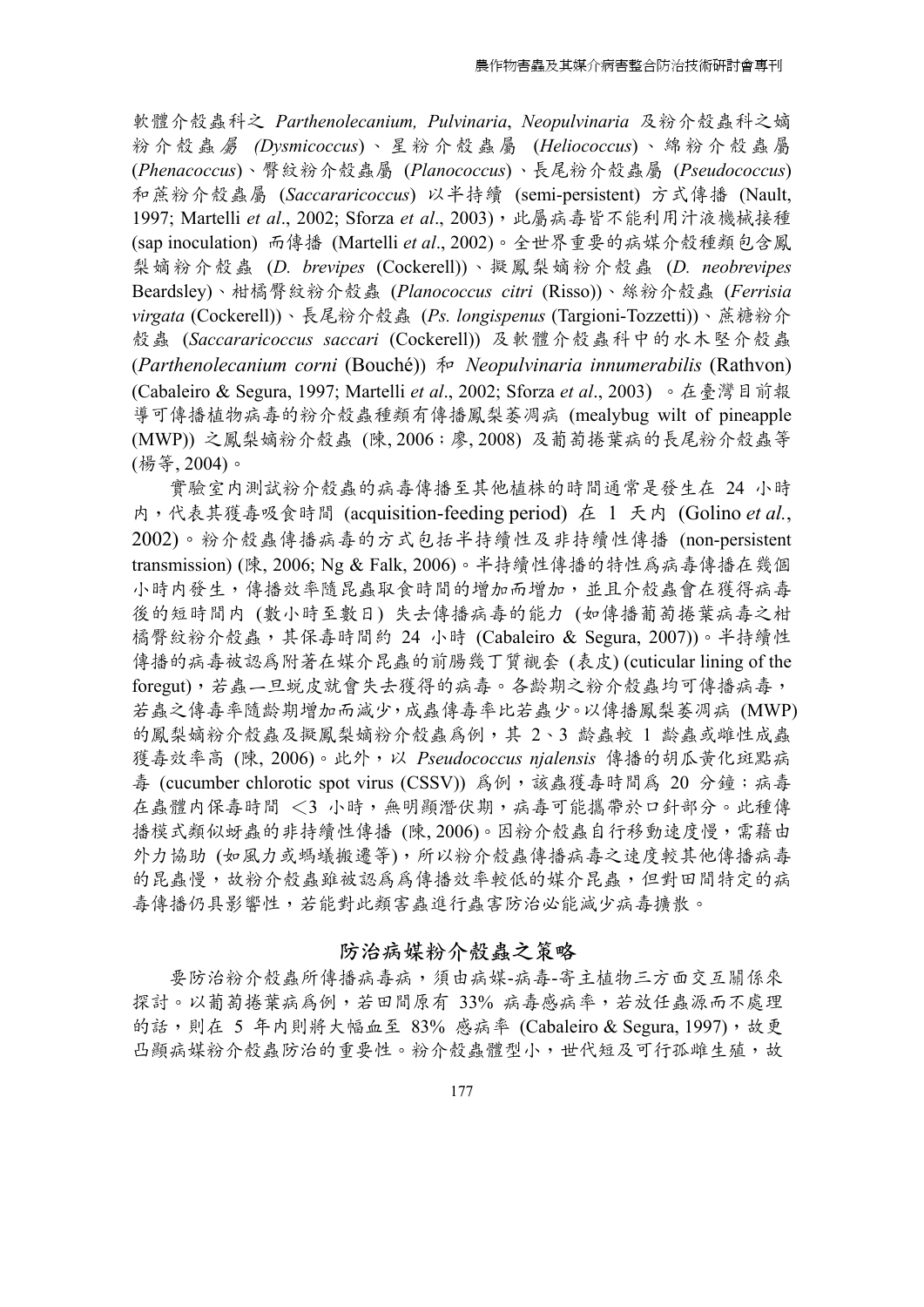軟體介殼蟲科之 *Parthenolecanium, Pulvinaria*, *Neopulvinaria* 及粉介殼蟲科之嫡粉介殼蟲屬 *(Dysmicoccus*)、星粉介殼蟲屬 (*Heliococcus*)、綿粉介殼蟲屬 (*Phenacoccus*)、臀紋粉介殼蟲屬 (*Planococcus*)、長尾粉介殼蟲屬 (*Pseudococcus*) 和蔗粉介殼蟲屬 (*Saccararicoccus*) 以半持續 (semi-persistent) 方式傳播 (Nault, 1997; Martelli *et al*., 2002; Sforza *et al*., 2003)，此屬病毒皆不能利用汁液機械接種 (sap inoculation) 而傳播 (Martelli *et al*., 2002)。全世界重要的病媒介殼種類包含鳳梨嫡粉介殼蟲 (*D. brevipes* (Cockerell))、擬鳳梨嫡粉介殼蟲 (*D. neobrevipes* Beardsley)、柑橘臀紋粉介殼蟲 (*Planococcus citri* (Risso))、絲粉介殼蟲 (*Ferrisia virgata* (Cockerell))、長尾粉介殼蟲 (*Ps. longispenus* (Targioni-Tozzetti))、蔗糖粉介殼蟲 (*Saccararicoccus saccari* (Cockerell)) 及軟體介殼蟲科中的水木堅介殼蟲 (*Parthenolecanium corni* (Bouché)) 和 *Neopulvinaria innumerabilis* (Rathvon) (Cabaleiro & Segura, 1997; Martelli *et al*., 2002; Sforza *et al*., 2003) 。在臺灣目前報導可傳播植物病毒的粉介殼蟲種類有傳播鳳梨萎凋病 (mealybug wilt of pineapple (MWP)) 之鳳梨嫡粉介殼蟲 (陳, 2006；廖, 2008) 及葡萄捲葉病的長尾粉介殼蟲等 (楊等, 2004)。

實驗室內測試粉介殼蟲的病毒傳播至其他植株的時間通常是發生在 24 小時內，代表其獲毒吸食時間 (acquisition-feeding period) 在 1 天內 (Golino *et al.*, 2002)。粉介殼蟲傳播病毒的方式包括半持續性及非持續性傳播 (non-persistent transmission) (陳, 2006; Ng & Falk, 2006)。半持續性傳播的特性爲病毒傳播在幾個小時內發生，傳播效率隨昆蟲取食時間的增加而增加，並且介殼蟲會在獲得病毒後的短時間內 (數小時至數日) 失去傳播病毒的能力 (如傳播葡萄捲葉病毒之柑橘臀紋粉介殼蟲，其保毒時間約 24 小時 (Cabaleiro & Segura, 2007))。半持續性傳播的病毒被認爲附著在媒介昆蟲的前腸幾丁質襯套 (表皮) (cuticular lining of the foregut)，若蟲一旦蛻皮就會失去獲得的病毒。各齡期之粉介殼蟲均可傳播病毒，若蟲之傳毒率隨齡期增加而減少，成蟲傳毒率比若蟲少。以傳播鳳梨萎凋病 (MWP) 的鳳梨嫡粉介殼蟲及擬鳳梨嫡粉介殼蟲爲例，其 2、3 齡蟲較 1 齡蟲或雌性成蟲獲毒效率高 (陳, 2006)。此外，以 *Pseudococcus njalensis* 傳播的胡瓜黃化斑點病毒 (cucumber chlorotic spot virus (CSSV)) 爲例，該蟲獲毒時間爲 20 分鐘；病毒在蟲體內保毒時間 ＜3 小時，無明顯潛伏期，病毒可能攜帶於口針部分。此種傳播模式類似蚜蟲的非持續性傳播 (陳, 2006)。因粉介殼蟲自行移動速度慢，需藉由外力協助 (如風力或螞蟻搬遷等)，所以粉介殼蟲傳播病毒之速度較其他傳播病毒的昆蟲慢，故粉介殼蟲雖被認爲爲傳播效率較低的媒介昆蟲，但對田間特定的病毒傳播仍具影響性，若能對此類害蟲進行蟲害防治必能減少病毒擴散。

## 防治病媒粉介殼蟲之策略

要防治粉介殼蟲所傳播病毒病，須由病媒-病毒-寄主植物三方面交互關係來探討。以葡萄捲葉病爲例，若田間原有 33% 病毒感病率，若放任蟲源而不處理的話，則在 5 年內則將大幅血至 83% 感病率 (Cabaleiro & Segura, 1997)，故更凸顯病媒粉介殼蟲防治的重要性。粉介殼蟲體型小，世代短及可行孤雌生殖，故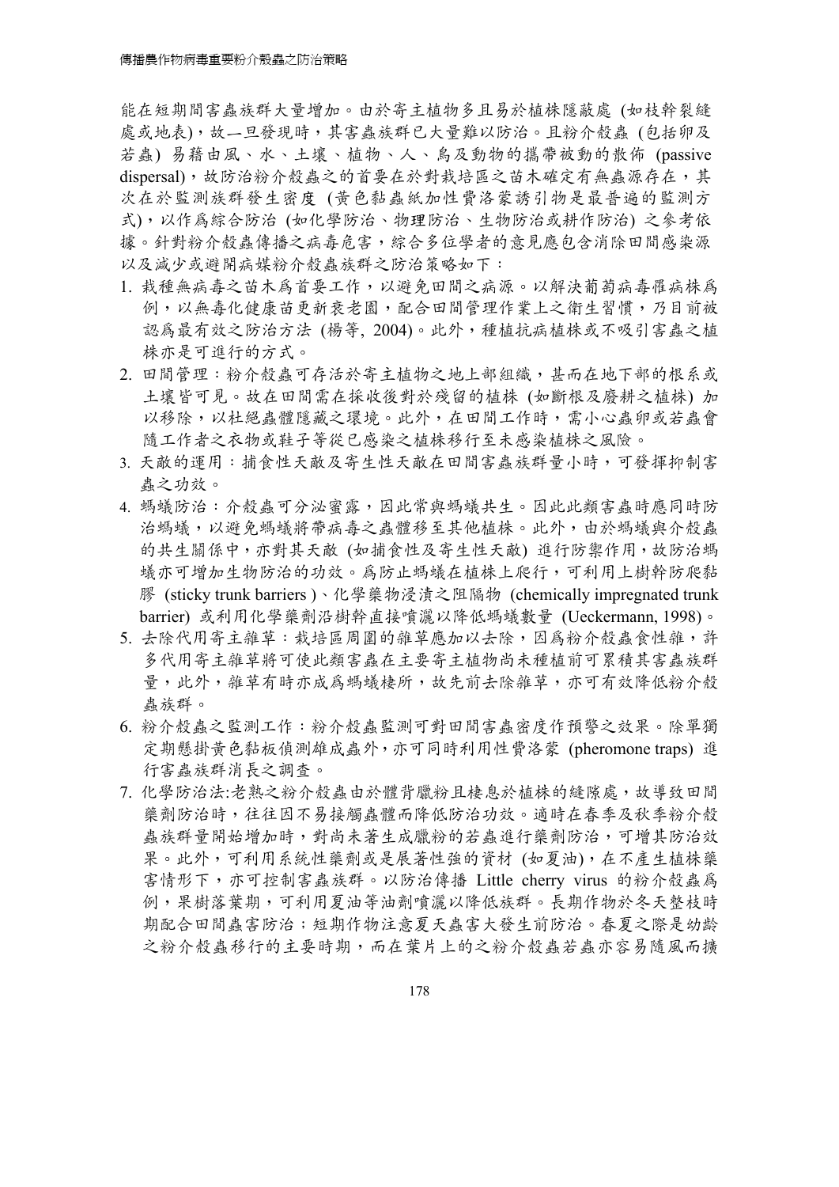能在短期間害蟲族群大量增加。由於寄主植物多且易於植株隱蔽處 (如枝幹裂縫處或地表)，故一旦發現時，其害蟲族群已大量難以防治。且粉介殼蟲 (包括卵及若蟲) 易藉由風、水、土壤、植物、人、鳥及動物的攜帶被動的散佈 (passive dispersal)，故防治粉介殼蟲之的首要在於對栽培區之苗木確定有無蟲源存在，其次在於監測族群發生密度 (黃色黏蟲紙加性費洛蒙誘引物是最普遍的監測方式)，以作爲綜合防治 (如化學防治、物理防治、生物防治或耕作防治) 之參考依據。針對粉介殼蟲傳播之病毒危害，綜合多位學者的意見應包含消除田間感染源以及減少或避開病媒粉介殼蟲族群之防治策略如下：

1. 栽種無病毒之苗木爲首要工作，以避免田間之病源。以解決葡萄病毒罹病株爲例，以無毒化健康苗更新衰老園，配合田間管理作業上之衛生習慣，乃目前被認爲最有效之防治方法 (楊等, 2004)。此外，種植抗病植株或不吸引害蟲之植株亦是可進行的方式。
2. 田間管理：粉介殼蟲可存活於寄主植物之地上部組織，甚而在地下部的根系或土壤皆可見。故在田間需在採收後對於殘留的植株 (如斷根及廢耕之植株) 加以移除，以杜絕蟲體隱藏之環境。此外，在田間工作時，需小心蟲卵或若蟲會隨工作者之衣物或鞋子等從已感染之植株移行至未感染植株之風險。
3. 天敵的運用：捕食性天敵及寄生性天敵在田間害蟲族群量小時，可發揮抑制害蟲之功效。
4. 螞蟻防治：介殼蟲可分泌蜜露，因此常與螞蟻共生。因此此類害蟲時應同時防治螞蟻，以避免螞蟻將帶病毒之蟲體移至其他植株。此外，由於螞蟻與介殼蟲的共生關係中，亦對其天敵 (如捕食性及寄生性天敵) 進行防禦作用，故防治螞蟻亦可增加生物防治的功效。爲防止螞蟻在植株上爬行，可利用上樹幹防爬黏膠 (sticky trunk barriers )、化學藥物浸漬之阻隔物 (chemically impregnated trunk barrier) 或利用化學藥劑沿樹幹直接噴灑以降低螞蟻數量 (Ueckermann, 1998)。
5. 去除代用寄主雜草：栽培區周圍的雜草應加以去除，因爲粉介殼蟲食性雜，許多代用寄主雜草將可使此類害蟲在主要寄主植物尚未種植前可累積其害蟲族群量，此外，雜草有時亦成爲螞蟻棲所，故先前去除雜草，亦可有效降低粉介殼蟲族群。
6. 粉介殼蟲之監測工作：粉介殼蟲監測可對田間害蟲密度作預警之效果。除單獨定期懸掛黃色黏板偵測雄成蟲外，亦可同時利用性費洛蒙 (pheromone traps) 進行害蟲族群消長之調查。
7. 化學防治法:老熟之粉介殼蟲由於體背臘粉且棲息於植株的縫隙處，故導致田間藥劑防治時，往往因不易接觸蟲體而降低防治功效。適時在春季及秋季粉介殼蟲族群量開始增加時，對尚未著生成臘粉的若蟲進行藥劑防治，可增其防治效果。此外，可利用系統性藥劑或是展著性強的資材 (如夏油)，在不產生植株藥害情形下，亦可控制害蟲族群。以防治傳播 Little cherry virus 的粉介殼蟲爲例，果樹落葉期，可利用夏油等油劑噴灑以降低族群。長期作物於冬天整枝時期配合田間蟲害防治；短期作物注意夏天蟲害大發生前防治。春夏之際是幼齡之粉介殼蟲移行的主要時期，而在葉片上的之粉介殼蟲若蟲亦容易隨風而擴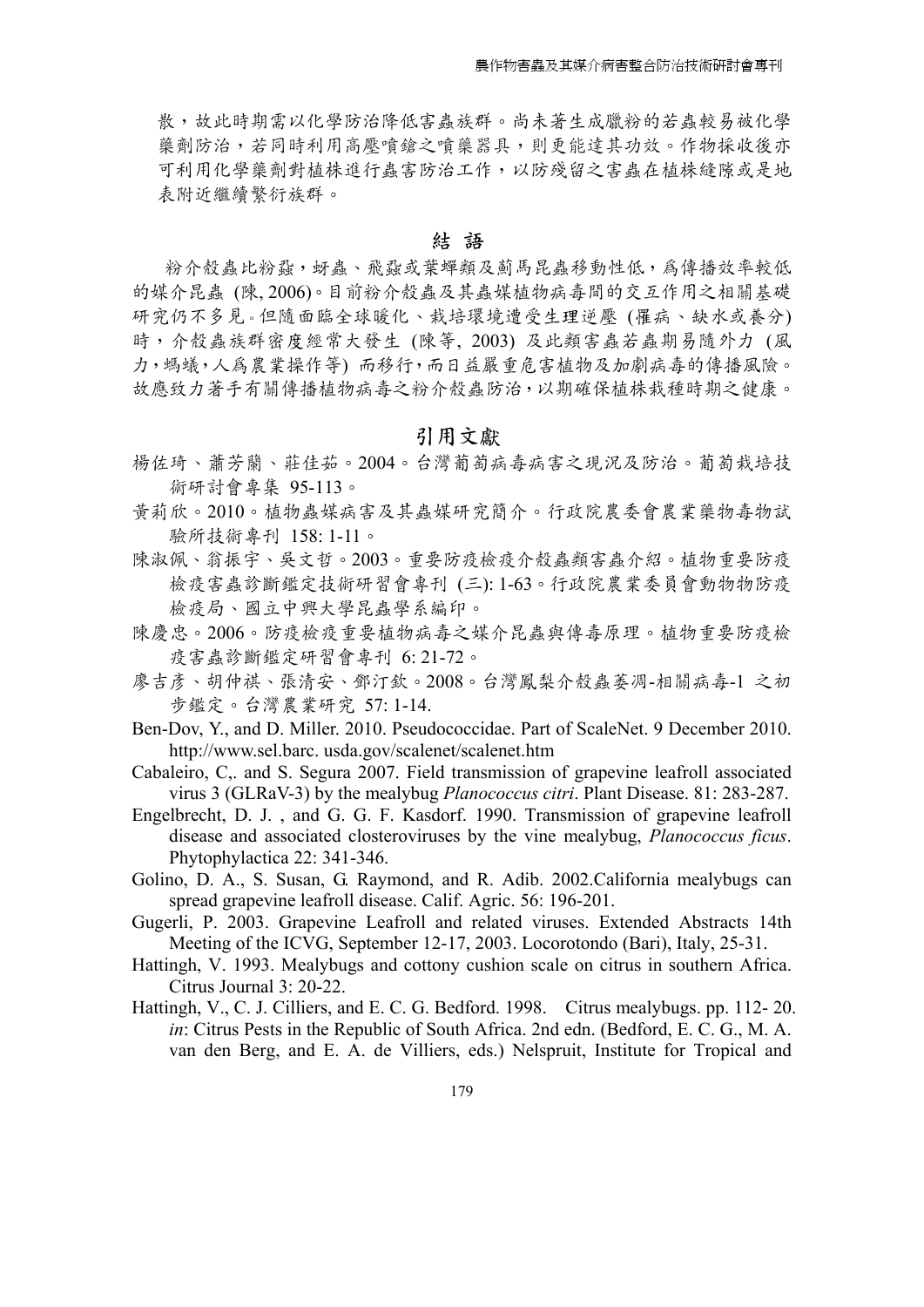散，故此時期需以化學防治降低害蟲族群。尚未著生成臘粉的若蟲較易被化學藥劑防治，若同時利用高壓噴鎗之噴藥器具，則更能達其功效。作物採收後亦可利用化學藥劑對植株進行蟲害防治工作，以防殘留之害蟲在植株縫隙或是地表附近繼續繁衍族群。

## 結 語

粉介殼蟲比粉蝨，蚜蟲、飛蝨或葉蟬類及薊馬昆蟲移動性低，為傳播效率較低的媒介昆蟲 (陳, 2006)。目前粉介殼蟲及其蟲媒植物病毒間的交互作用之相關基礎研究仍不多見。但隨面臨全球暖化、栽培環境遭受生理逆壓 (罹病、缺水或養分) 時，介殼蟲族群密度經常大發生 (陳等, 2003) 及此類害蟲若蟲期易隨外力 (風力，螞蟻，人為農業操作等) 而移行，而日益嚴重危害植物及加劇病毒的傳播風險。故應致力著手有關傳播植物病毒之粉介殼蟲防治，以期確保植株栽種時期之健康。

## 引用文獻

楊佐琦、蕭芳蘭、莊佳茹。2004。台灣葡萄病毒病害之現況及防治。葡萄栽培技術研討會專集 95-113。

黃莉欣。2010。植物蟲媒病害及其蟲媒研究簡介。行政院農委會農業藥物毒物試驗所技術專刊 158: 1-11。

陳淑佩、翁振宇、吳文哲。2003。重要防疫檢疫介殼蟲類害蟲介紹。植物重要防疫檢疫害蟲診斷鑑定技術研習會專刊 (三): 1-63。行政院農業委員會動物植物防疫檢疫局、國立中興大學昆蟲學系編印。

陳慶忠。2006。防疫檢疫重要植物病毒之媒介昆蟲與傳毒原理。植物重要防疫檢疫害蟲診斷鑑定研習會專刊 6: 21-72。

廖吉彥、胡仲祺、張清安、鄧汀欽。2008。台灣鳳梨介殼蟲萎凋-相關病毒-1 之初步鑑定。台灣農業研究 57: 1-14.

Ben-Dov, Y., and D. Miller. 2010. Pseudococcidae. Part of ScaleNet. 9 December 2010. http://www.sel.barc. usda.gov/scalenet/scalenet.htm

Cabaleiro, C,. and S. Segura 2007. Field transmission of grapevine leafroll associated virus 3 (GLRaV-3) by the mealybug *Planococcus citri*. Plant Disease. 81: 283-287.

Engelbrecht, D. J. , and G. G. F. Kasdorf. 1990. Transmission of grapevine leafroll disease and associated closteroviruses by the vine mealybug, *Planococcus ficus*. Phytophylactica 22: 341-346.

Golino, D. A., S. Susan, G. Raymond, and R. Adib. 2002.California mealybugs can spread grapevine leafroll disease. Calif. Agric. 56: 196-201.

Gugerli, P. 2003. Grapevine Leafroll and related viruses. Extended Abstracts 14th Meeting of the ICVG, September 12-17, 2003. Locorotondo (Bari), Italy, 25-31.

Hattingh, V. 1993. Mealybugs and cottony cushion scale on citrus in southern Africa. Citrus Journal 3: 20-22.

Hattingh, V., C. J. Cilliers, and E. C. G. Bedford. 1998. Citrus mealybugs. pp. 112- 20. *in*: Citrus Pests in the Republic of South Africa. 2nd edn. (Bedford, E. C. G., M. A. van den Berg, and E. A. de Villiers, eds.) Nelspruit, Institute for Tropical and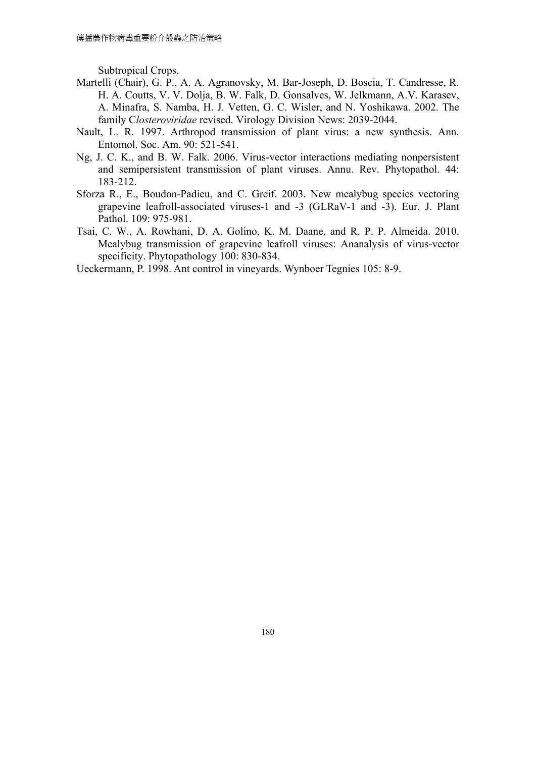Subtropical Crops.

Martelli (Chair), G. P., A. A. Agranovsky, M. Bar-Joseph, D. Boscia, T. Candresse, R. H. A. Coutts, V. V. Dolja, B. W. Falk, D. Gonsalves, W. Jelkmann, A.V. Karasev, A. Minafra, S. Namba, H. J. Vetten, G. C. Wisler, and N. Yoshikawa. 2002. The family C*losteroviridae* revised. Virology Division News: 2039-2044.

Nault, L. R. 1997. Arthropod transmission of plant virus: a new synthesis. Ann. Entomol. Soc. Am. 90: 521-541.

Ng, J. C. K., and B. W. Falk. 2006. Virus-vector interactions mediating nonpersistent and semipersistent transmission of plant viruses. Annu. Rev. Phytopathol. 44: 183-212.

Sforza R., E., Boudon-Padieu, and C. Greif. 2003. New mealybug species vectoring grapevine leafroll-associated viruses-1 and -3 (GLRaV-1 and -3). Eur. J. Plant Pathol. 109: 975-981.

Tsai, C. W., A. Rowhani, D. A. Golino, K. M. Daane, and R. P. P. Almeida. 2010. Mealybug transmission of grapevine leafroll viruses: Ananalysis of virus-vector specificity. Phytopathology 100: 830-834.

Ueckermann, P. 1998. Ant control in vineyards. Wynboer Tegnies 105: 8-9.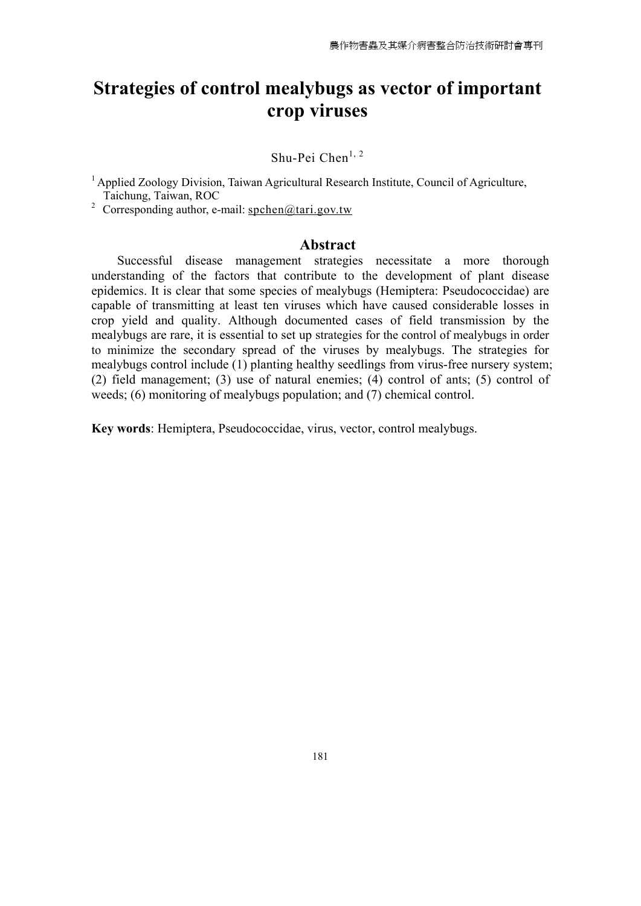# Strategies of control mealybugs as vector of important crop viruses

Shu-Pei Chen[1, 2]

[1] Applied Zoology Division, Taiwan Agricultural Research Institute, Council of Agriculture, Taichung, Taiwan, ROC

[2] Corresponding author, e-mail: spchen@tari.gov.tw

## Abstract

Successful disease management strategies necessitate a more thorough understanding of the factors that contribute to the development of plant disease epidemics. It is clear that some species of mealybugs (Hemiptera: Pseudococcidae) are capable of transmitting at least ten viruses which have caused considerable losses in crop yield and quality. Although documented cases of field transmission by the mealybugs are rare, it is essential to set up strategies for the control of mealybugs in order to minimize the secondary spread of the viruses by mealybugs. The strategies for mealybugs control include (1) planting healthy seedlings from virus-free nursery system; (2) field management; (3) use of natural enemies; (4) control of ants; (5) control of weeds; (6) monitoring of mealybugs population; and (7) chemical control.

**Key words**: Hemiptera, Pseudococcidae, virus, vector, control mealybugs.